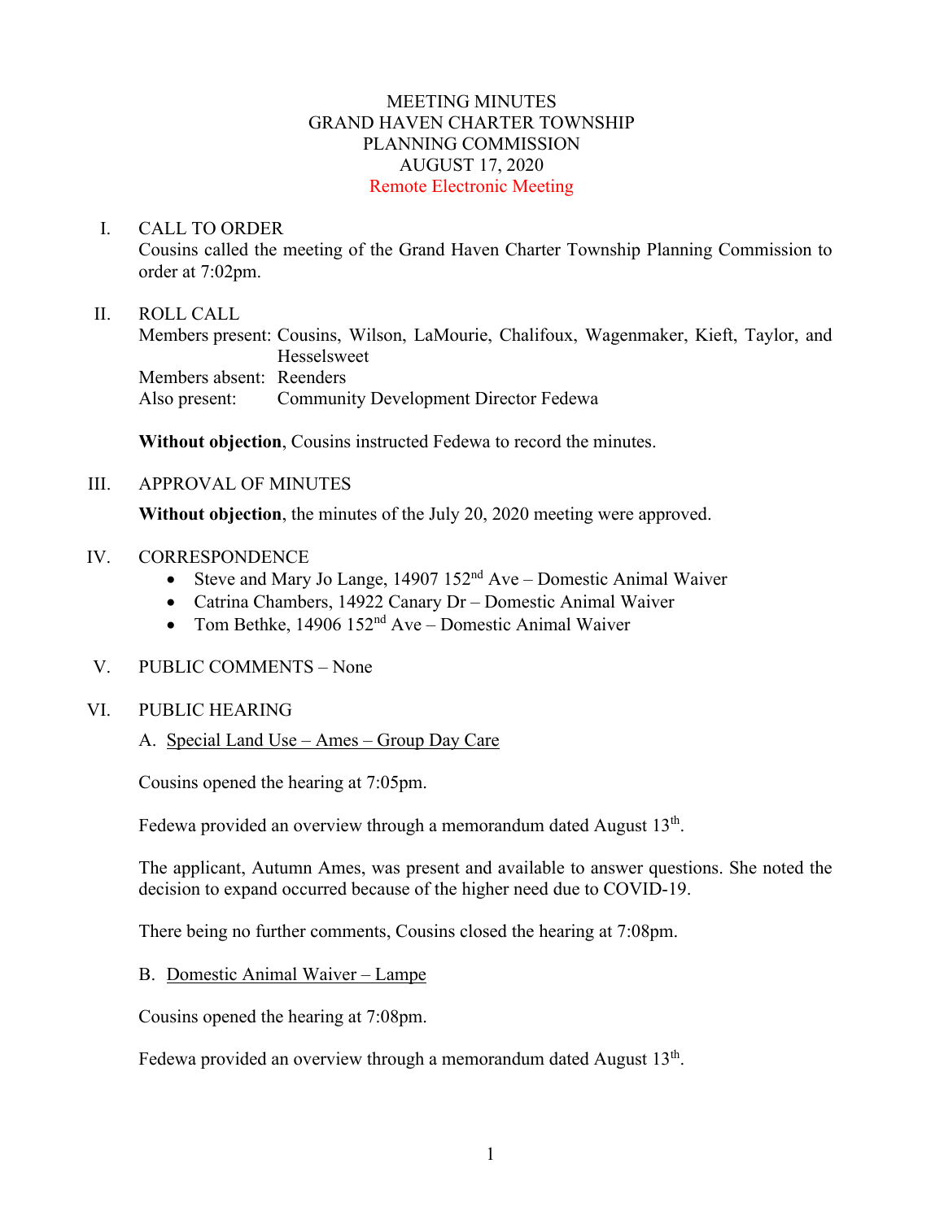# MEETING MINUTES
## GRAND HAVEN CHARTER TOWNSHIP
## PLANNING COMMISSION
## AUGUST 17, 2020
### Remote Electronic Meeting

I. CALL TO ORDER

Cousins called the meeting of the Grand Haven Charter Township Planning Commission to order at 7:02pm.

II. ROLL CALL

Members present: Cousins, Wilson, LaMourie, Chalifoux, Wagenmaker, Kieft, Taylor, and Hesselsweet
Members absent: Reenders
Also present: Community Development Director Fedewa

**Without objection**, Cousins instructed Fedewa to record the minutes.

III. APPROVAL OF MINUTES

**Without objection**, the minutes of the July 20, 2020 meeting were approved.

IV. CORRESPONDENCE

- Steve and Mary Jo Lange, 14907 152nd Ave – Domestic Animal Waiver
- Catrina Chambers, 14922 Canary Dr – Domestic Animal Waiver
- Tom Bethke, 14906 152nd Ave – Domestic Animal Waiver

V. PUBLIC COMMENTS – None

VI. PUBLIC HEARING

A. Special Land Use – Ames – Group Day Care

Cousins opened the hearing at 7:05pm.

Fedewa provided an overview through a memorandum dated August 13th.

The applicant, Autumn Ames, was present and available to answer questions. She noted the decision to expand occurred because of the higher need due to COVID-19.

There being no further comments, Cousins closed the hearing at 7:08pm.

B. Domestic Animal Waiver – Lampe

Cousins opened the hearing at 7:08pm.

Fedewa provided an overview through a memorandum dated August 13th.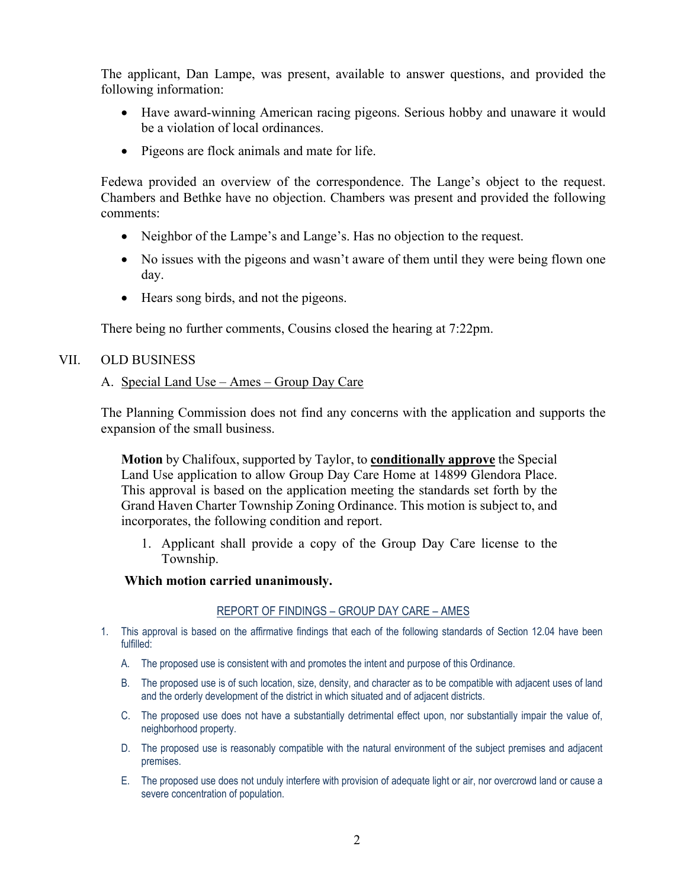The applicant, Dan Lampe, was present, available to answer questions, and provided the following information:

- Have award-winning American racing pigeons. Serious hobby and unaware it would be a violation of local ordinances.
- Pigeons are flock animals and mate for life.

Fedewa provided an overview of the correspondence. The Lange's object to the request. Chambers and Bethke have no objection. Chambers was present and provided the following comments:

- Neighbor of the Lampe's and Lange's. Has no objection to the request.
- No issues with the pigeons and wasn't aware of them until they were being flown one day.
- Hears song birds, and not the pigeons.

There being no further comments, Cousins closed the hearing at 7:22pm.

VII. OLD BUSINESS

A. Special Land Use – Ames – Group Day Care

The Planning Commission does not find any concerns with the application and supports the expansion of the small business.

> **Motion** by Chalifoux, supported by Taylor, to **conditionally approve** the Special Land Use application to allow Group Day Care Home at 14899 Glendora Place. This approval is based on the application meeting the standards set forth by the Grand Haven Charter Township Zoning Ordinance. This motion is subject to, and incorporates, the following condition and report.
>
> 1. Applicant shall provide a copy of the Group Day Care license to the Township.
>
> **Which motion carried unanimously.**

REPORT OF FINDINGS – GROUP DAY CARE – AMES

1. This approval is based on the affirmative findings that each of the following standards of Section 12.04 have been fulfilled:

   A. The proposed use is consistent with and promotes the intent and purpose of this Ordinance.

   B. The proposed use is of such location, size, density, and character as to be compatible with adjacent uses of land and the orderly development of the district in which situated and of adjacent districts.

   C. The proposed use does not have a substantially detrimental effect upon, nor substantially impair the value of, neighborhood property.

   D. The proposed use is reasonably compatible with the natural environment of the subject premises and adjacent premises.

   E. The proposed use does not unduly interfere with provision of adequate light or air, nor overcrowd land or cause a severe concentration of population.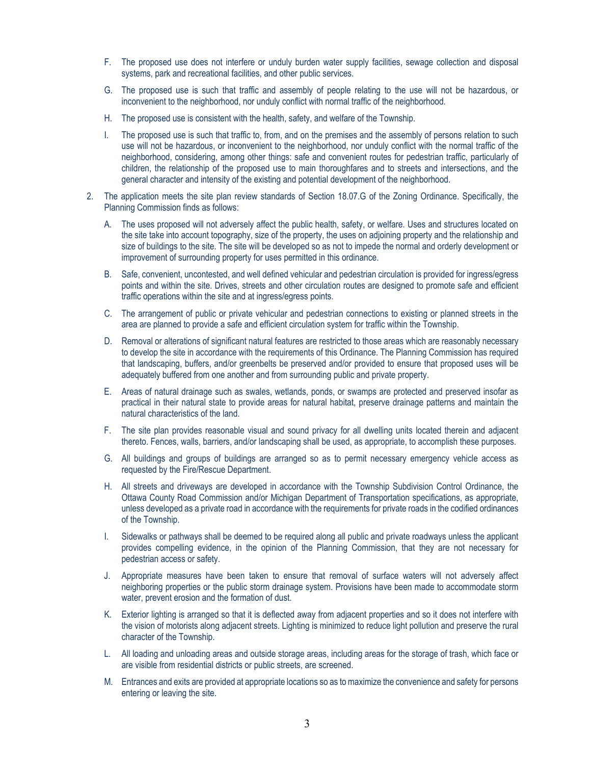F. The proposed use does not interfere or unduly burden water supply facilities, sewage collection and disposal systems, park and recreational facilities, and other public services.

   G. The proposed use is such that traffic and assembly of people relating to the use will not be hazardous, or inconvenient to the neighborhood, nor unduly conflict with normal traffic of the neighborhood.

   H. The proposed use is consistent with the health, safety, and welfare of the Township.

   I. The proposed use is such that traffic to, from, and on the premises and the assembly of persons relation to such use will not be hazardous, or inconvenient to the neighborhood, nor unduly conflict with the normal traffic of the neighborhood, considering, among other things: safe and convenient routes for pedestrian traffic, particularly of children, the relationship of the proposed use to main thoroughfares and to streets and intersections, and the general character and intensity of the existing and potential development of the neighborhood.

2. The application meets the site plan review standards of Section 18.07.G of the Zoning Ordinance. Specifically, the Planning Commission finds as follows:

   A. The uses proposed will not adversely affect the public health, safety, or welfare. Uses and structures located on the site take into account topography, size of the property, the uses on adjoining property and the relationship and size of buildings to the site. The site will be developed so as not to impede the normal and orderly development or improvement of surrounding property for uses permitted in this ordinance.

   B. Safe, convenient, uncontested, and well defined vehicular and pedestrian circulation is provided for ingress/egress points and within the site. Drives, streets and other circulation routes are designed to promote safe and efficient traffic operations within the site and at ingress/egress points.

   C. The arrangement of public or private vehicular and pedestrian connections to existing or planned streets in the area are planned to provide a safe and efficient circulation system for traffic within the Township.

   D. Removal or alterations of significant natural features are restricted to those areas which are reasonably necessary to develop the site in accordance with the requirements of this Ordinance. The Planning Commission has required that landscaping, buffers, and/or greenbelts be preserved and/or provided to ensure that proposed uses will be adequately buffered from one another and from surrounding public and private property.

   E. Areas of natural drainage such as swales, wetlands, ponds, or swamps are protected and preserved insofar as practical in their natural state to provide areas for natural habitat, preserve drainage patterns and maintain the natural characteristics of the land.

   F. The site plan provides reasonable visual and sound privacy for all dwelling units located therein and adjacent thereto. Fences, walls, barriers, and/or landscaping shall be used, as appropriate, to accomplish these purposes.

   G. All buildings and groups of buildings are arranged so as to permit necessary emergency vehicle access as requested by the Fire/Rescue Department.

   H. All streets and driveways are developed in accordance with the Township Subdivision Control Ordinance, the Ottawa County Road Commission and/or Michigan Department of Transportation specifications, as appropriate, unless developed as a private road in accordance with the requirements for private roads in the codified ordinances of the Township.

   I. Sidewalks or pathways shall be deemed to be required along all public and private roadways unless the applicant provides compelling evidence, in the opinion of the Planning Commission, that they are not necessary for pedestrian access or safety.

   J. Appropriate measures have been taken to ensure that removal of surface waters will not adversely affect neighboring properties or the public storm drainage system. Provisions have been made to accommodate storm water, prevent erosion and the formation of dust.

   K. Exterior lighting is arranged so that it is deflected away from adjacent properties and so it does not interfere with the vision of motorists along adjacent streets. Lighting is minimized to reduce light pollution and preserve the rural character of the Township.

   L. All loading and unloading areas and outside storage areas, including areas for the storage of trash, which face or are visible from residential districts or public streets, are screened.

   M. Entrances and exits are provided at appropriate locations so as to maximize the convenience and safety for persons entering or leaving the site.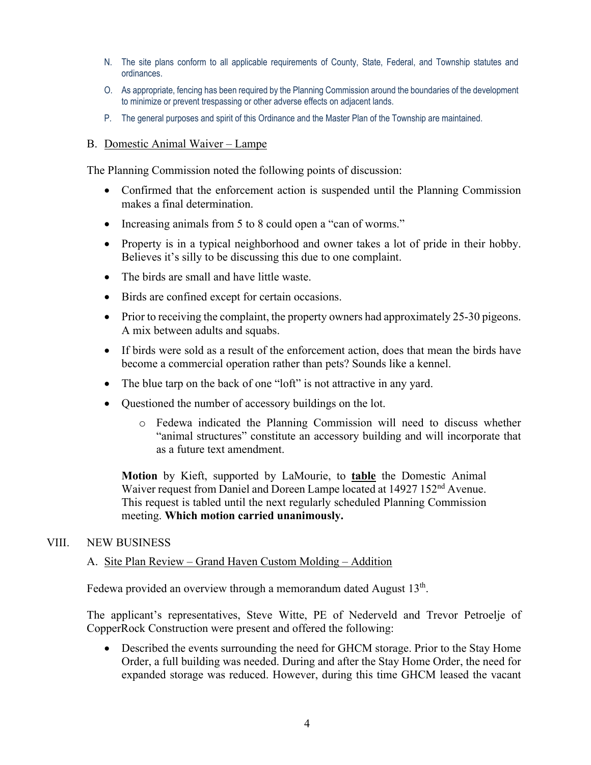N. The site plans conform to all applicable requirements of County, State, Federal, and Township statutes and ordinances.

O. As appropriate, fencing has been required by the Planning Commission around the boundaries of the development to minimize or prevent trespassing or other adverse effects on adjacent lands.

P. The general purposes and spirit of this Ordinance and the Master Plan of the Township are maintained.

B. <u>Domestic Animal Waiver – Lampe</u>

The Planning Commission noted the following points of discussion:

- Confirmed that the enforcement action is suspended until the Planning Commission makes a final determination.
- Increasing animals from 5 to 8 could open a "can of worms."
- Property is in a typical neighborhood and owner takes a lot of pride in their hobby. Believes it's silly to be discussing this due to one complaint.
- The birds are small and have little waste.
- Birds are confined except for certain occasions.
- Prior to receiving the complaint, the property owners had approximately 25-30 pigeons. A mix between adults and squabs.
- If birds were sold as a result of the enforcement action, does that mean the birds have become a commercial operation rather than pets? Sounds like a kennel.
- The blue tarp on the back of one "loft" is not attractive in any yard.
- Questioned the number of accessory buildings on the lot.
    - Fedewa indicated the Planning Commission will need to discuss whether "animal structures" constitute an accessory building and will incorporate that as a future text amendment.

> **Motion** by Kieft, supported by LaMourie, to **<u>table</u>** the Domestic Animal Waiver request from Daniel and Doreen Lampe located at 14927 152nd Avenue. This request is tabled until the next regularly scheduled Planning Commission meeting. **Which motion carried unanimously.**

VIII. NEW BUSINESS

A. <u>Site Plan Review – Grand Haven Custom Molding – Addition</u>

Fedewa provided an overview through a memorandum dated August 13th.

The applicant's representatives, Steve Witte, PE of Nederveld and Trevor Petroelje of CopperRock Construction were present and offered the following:

- Described the events surrounding the need for GHCM storage. Prior to the Stay Home Order, a full building was needed. During and after the Stay Home Order, the need for expanded storage was reduced. However, during this time GHCM leased the vacant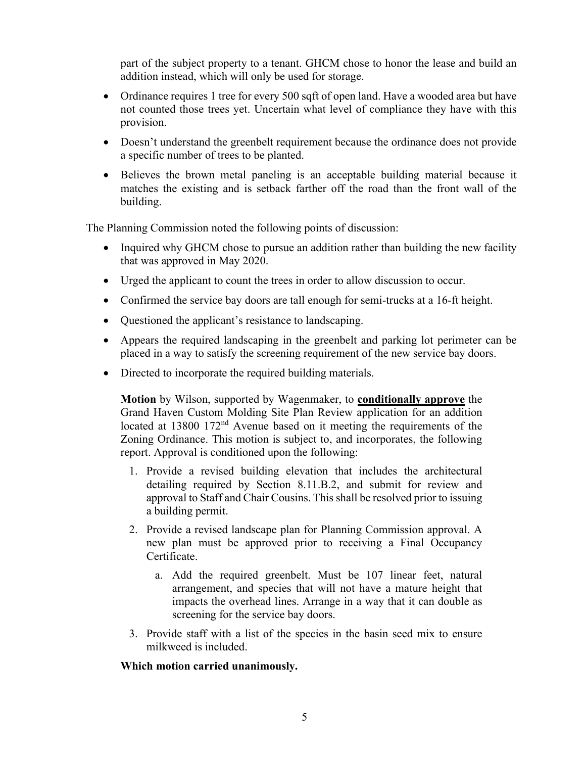part of the subject property to a tenant. GHCM chose to honor the lease and build an addition instead, which will only be used for storage.

- Ordinance requires 1 tree for every 500 sqft of open land. Have a wooded area but have not counted those trees yet. Uncertain what level of compliance they have with this provision.
- Doesn't understand the greenbelt requirement because the ordinance does not provide a specific number of trees to be planted.
- Believes the brown metal paneling is an acceptable building material because it matches the existing and is setback farther off the road than the front wall of the building.

The Planning Commission noted the following points of discussion:

- Inquired why GHCM chose to pursue an addition rather than building the new facility that was approved in May 2020.
- Urged the applicant to count the trees in order to allow discussion to occur.
- Confirmed the service bay doors are tall enough for semi-trucks at a 16-ft height.
- Questioned the applicant's resistance to landscaping.
- Appears the required landscaping in the greenbelt and parking lot perimeter can be placed in a way to satisfy the screening requirement of the new service bay doors.
- Directed to incorporate the required building materials.

**Motion** by Wilson, supported by Wagenmaker, to **conditionally approve** the Grand Haven Custom Molding Site Plan Review application for an addition located at 13800 172nd Avenue based on it meeting the requirements of the Zoning Ordinance. This motion is subject to, and incorporates, the following report. Approval is conditioned upon the following:

1. Provide a revised building elevation that includes the architectural detailing required by Section 8.11.B.2, and submit for review and approval to Staff and Chair Cousins. This shall be resolved prior to issuing a building permit.
2. Provide a revised landscape plan for Planning Commission approval. A new plan must be approved prior to receiving a Final Occupancy Certificate.
   a. Add the required greenbelt. Must be 107 linear feet, natural arrangement, and species that will not have a mature height that impacts the overhead lines. Arrange in a way that it can double as screening for the service bay doors.
3. Provide staff with a list of the species in the basin seed mix to ensure milkweed is included.

**Which motion carried unanimously.**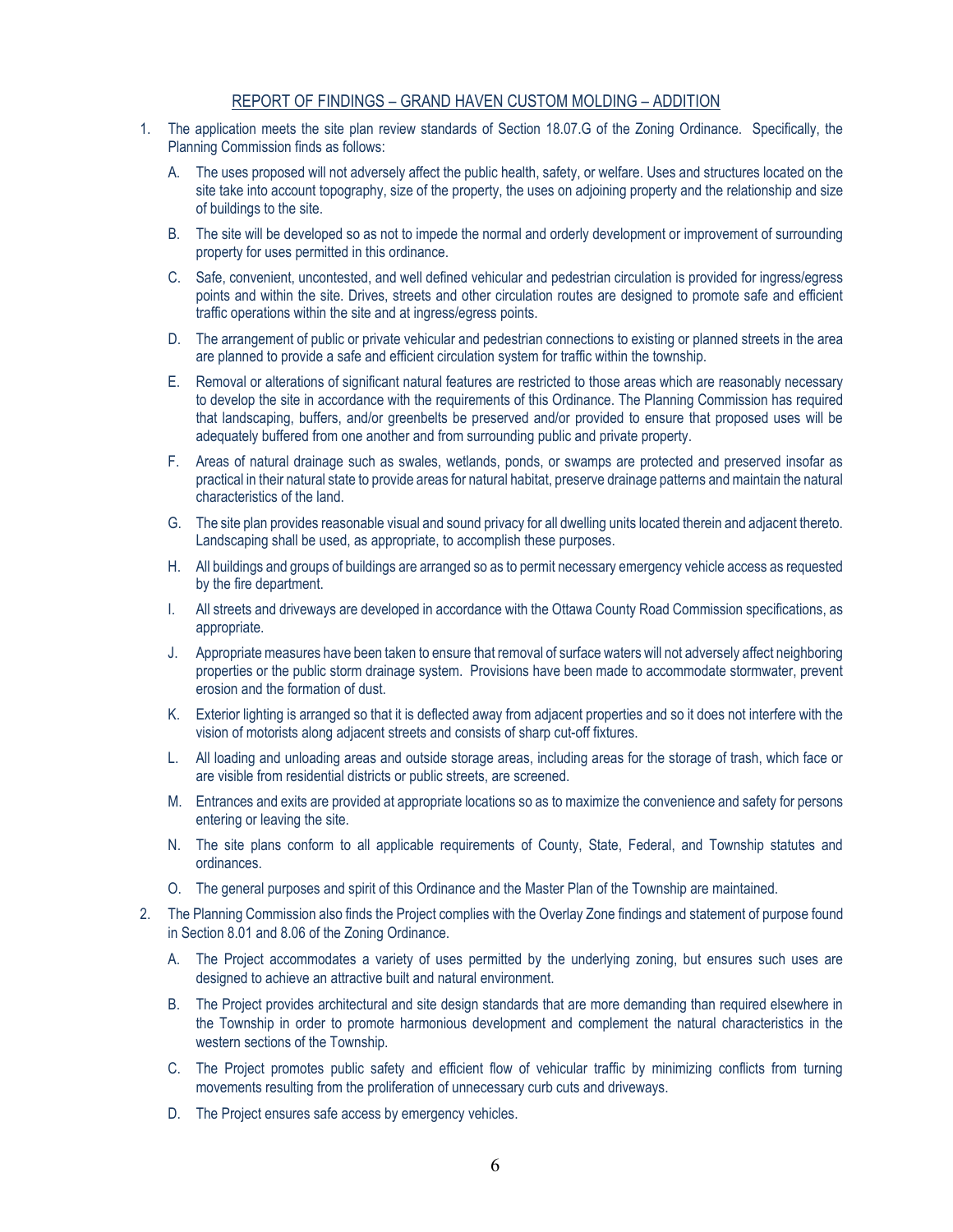## REPORT OF FINDINGS – GRAND HAVEN CUSTOM MOLDING – ADDITION

1. The application meets the site plan review standards of Section 18.07.G of the Zoning Ordinance. Specifically, the Planning Commission finds as follows:

   A. The uses proposed will not adversely affect the public health, safety, or welfare. Uses and structures located on the site take into account topography, size of the property, the uses on adjoining property and the relationship and size of buildings to the site.

   B. The site will be developed so as not to impede the normal and orderly development or improvement of surrounding property for uses permitted in this ordinance.

   C. Safe, convenient, uncontested, and well defined vehicular and pedestrian circulation is provided for ingress/egress points and within the site. Drives, streets and other circulation routes are designed to promote safe and efficient traffic operations within the site and at ingress/egress points.

   D. The arrangement of public or private vehicular and pedestrian connections to existing or planned streets in the area are planned to provide a safe and efficient circulation system for traffic within the township.

   E. Removal or alterations of significant natural features are restricted to those areas which are reasonably necessary to develop the site in accordance with the requirements of this Ordinance. The Planning Commission has required that landscaping, buffers, and/or greenbelts be preserved and/or provided to ensure that proposed uses will be adequately buffered from one another and from surrounding public and private property.

   F. Areas of natural drainage such as swales, wetlands, ponds, or swamps are protected and preserved insofar as practical in their natural state to provide areas for natural habitat, preserve drainage patterns and maintain the natural characteristics of the land.

   G. The site plan provides reasonable visual and sound privacy for all dwelling units located therein and adjacent thereto. Landscaping shall be used, as appropriate, to accomplish these purposes.

   H. All buildings and groups of buildings are arranged so as to permit necessary emergency vehicle access as requested by the fire department.

   I. All streets and driveways are developed in accordance with the Ottawa County Road Commission specifications, as appropriate.

   J. Appropriate measures have been taken to ensure that removal of surface waters will not adversely affect neighboring properties or the public storm drainage system. Provisions have been made to accommodate stormwater, prevent erosion and the formation of dust.

   K. Exterior lighting is arranged so that it is deflected away from adjacent properties and so it does not interfere with the vision of motorists along adjacent streets and consists of sharp cut-off fixtures.

   L. All loading and unloading areas and outside storage areas, including areas for the storage of trash, which face or are visible from residential districts or public streets, are screened.

   M. Entrances and exits are provided at appropriate locations so as to maximize the convenience and safety for persons entering or leaving the site.

   N. The site plans conform to all applicable requirements of County, State, Federal, and Township statutes and ordinances.

   O. The general purposes and spirit of this Ordinance and the Master Plan of the Township are maintained.

2. The Planning Commission also finds the Project complies with the Overlay Zone findings and statement of purpose found in Section 8.01 and 8.06 of the Zoning Ordinance.

   A. The Project accommodates a variety of uses permitted by the underlying zoning, but ensures such uses are designed to achieve an attractive built and natural environment.

   B. The Project provides architectural and site design standards that are more demanding than required elsewhere in the Township in order to promote harmonious development and complement the natural characteristics in the western sections of the Township.

   C. The Project promotes public safety and efficient flow of vehicular traffic by minimizing conflicts from turning movements resulting from the proliferation of unnecessary curb cuts and driveways.

   D. The Project ensures safe access by emergency vehicles.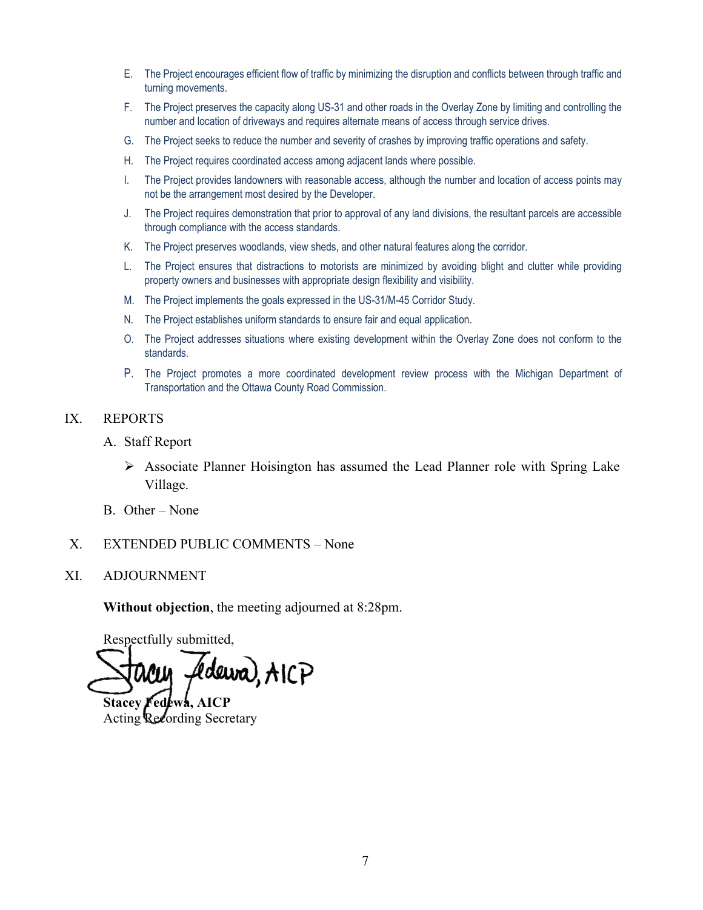E. The Project encourages efficient flow of traffic by minimizing the disruption and conflicts between through traffic and turning movements.

F. The Project preserves the capacity along US-31 and other roads in the Overlay Zone by limiting and controlling the number and location of driveways and requires alternate means of access through service drives.

G. The Project seeks to reduce the number and severity of crashes by improving traffic operations and safety.

H. The Project requires coordinated access among adjacent lands where possible.

I. The Project provides landowners with reasonable access, although the number and location of access points may not be the arrangement most desired by the Developer.

J. The Project requires demonstration that prior to approval of any land divisions, the resultant parcels are accessible through compliance with the access standards.

K. The Project preserves woodlands, view sheds, and other natural features along the corridor.

L. The Project ensures that distractions to motorists are minimized by avoiding blight and clutter while providing property owners and businesses with appropriate design flexibility and visibility.

M. The Project implements the goals expressed in the US-31/M-45 Corridor Study.

N. The Project establishes uniform standards to ensure fair and equal application.

O. The Project addresses situations where existing development within the Overlay Zone does not conform to the standards.

P. The Project promotes a more coordinated development review process with the Michigan Department of Transportation and the Ottawa County Road Commission.

## IX. REPORTS

A. Staff Report

- Associate Planner Hoisington has assumed the Lead Planner role with Spring Lake Village.

B. Other – None

## X. EXTENDED PUBLIC COMMENTS – None

## XI. ADJOURNMENT

**Without objection**, the meeting adjourned at 8:28pm.

Respectfully submitted,

Stacey Fedewa, AICP

**Stacey Fedewa, AICP**
Acting Recording Secretary